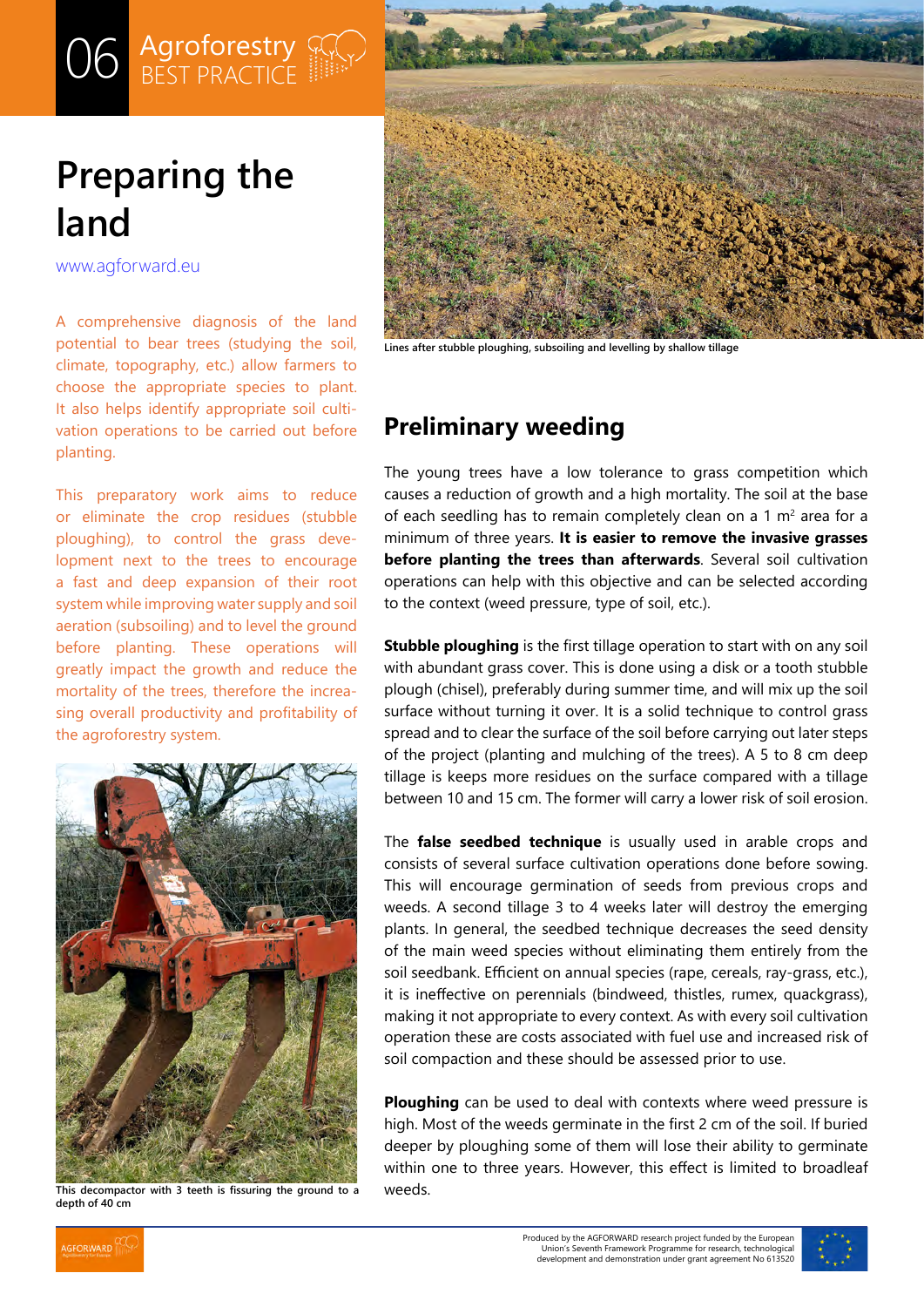# Preparing the land

www.agforward.eu

A comprehensive diagnosis of the land potential to bear trees (studying the soil, climate, topography, etc.) allow farmers to choose the appropriate species to plant. It also helps identify appropriate soil cultivation operations to be carried out before planting.

This preparatory work aims to reduce or eliminate the crop residues (stubble ploughing), to control the grass development next to the trees to encourage a fast and deep expansion of their root system while improving water supply and soil aeration (subsoiling) and to level the ground before planting. These operations will greatly impact the growth and reduce the mortality of the trees, therefore the increasing overall productivity and profitability of the agroforestry system.

This decompactor with 3 teeth is fissuring the ground to a depth of 40 cm

Lines after stubble ploughing, subsoiling and levelling by shallow tillage

## Preliminary weeding

The young trees have a low tolerance to grass competition which causes a reduction of growth and a high mortality. The soil at the base of each seedling has to remain completely clean on a 1 m$^2$ area for a minimum of three years. **It is easier to remove the invasive grasses before planting the trees than afterwards**. Several soil cultivation operations can help with this objective and can be selected according to the context (weed pressure, type of soil, etc.).

**Stubble ploughing** is the first tillage operation to start with on any soil with abundant grass cover. This is done using a disk or a tooth stubble plough (chisel), preferably during summer time, and will mix up the soil surface without turning it over. It is a solid technique to control grass spread and to clear the surface of the soil before carrying out later steps of the project (planting and mulching of the trees). A 5 to 8 cm deep tillage is keeps more residues on the surface compared with a tillage between 10 and 15 cm. The former will carry a lower risk of soil erosion.

The **false seedbed technique** is usually used in arable crops and consists of several surface cultivation operations done before sowing. This will encourage germination of seeds from previous crops and weeds. A second tillage 3 to 4 weeks later will destroy the emerging plants. In general, the seedbed technique decreases the seed density of the main weed species without eliminating them entirely from the soil seedbank. Efficient on annual species (rape, cereals, ray-grass, etc.), it is ineffective on perennials (bindweed, thistles, rumex, quackgrass), making it not appropriate to every context. As with every soil cultivation operation these are costs associated with fuel use and increased risk of soil compaction and these should be assessed prior to use.

**Ploughing** can be used to deal with contexts where weed pressure is high. Most of the weeds germinate in the first 2 cm of the soil. If buried deeper by ploughing some of them will lose their ability to germinate within one to three years. However, this effect is limited to broadleaf weeds.

Produced by the AGFORWARD research project funded by the European Union's Seventh Framework Programme for research, technological development and demonstration under grant agreement No 613520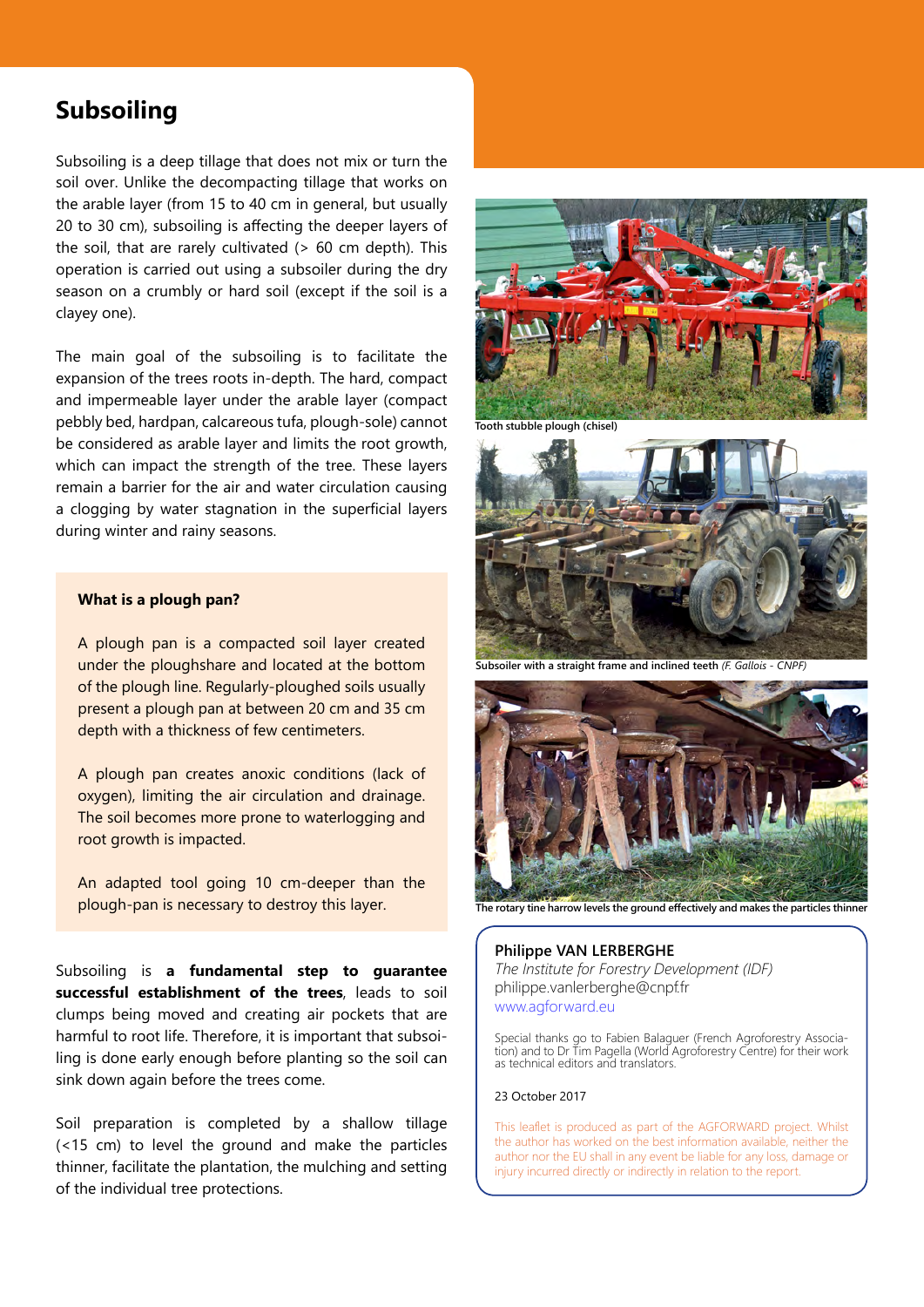## Subsoiling

Subsoiling is a deep tillage that does not mix or turn the soil over. Unlike the decompacting tillage that works on the arable layer (from 15 to 40 cm in general, but usually 20 to 30 cm), subsoiling is affecting the deeper layers of the soil, that are rarely cultivated (> 60 cm depth). This operation is carried out using a subsoiler during the dry season on a crumbly or hard soil (except if the soil is a clayey one).

The main goal of the subsoiling is to facilitate the expansion of the trees roots in-depth. The hard, compact and impermeable layer under the arable layer (compact pebbly bed, hardpan, calcareous tufa, plough-sole) cannot be considered as arable layer and limits the root growth, which can impact the strength of the tree. These layers remain a barrier for the air and water circulation causing a clogging by water stagnation in the superficial layers during winter and rainy seasons.

**What is a plough pan?**

A plough pan is a compacted soil layer created under the ploughshare and located at the bottom of the plough line. Regularly-ploughed soils usually present a plough pan at between 20 cm and 35 cm depth with a thickness of few centimeters.

A plough pan creates anoxic conditions (lack of oxygen), limiting the air circulation and drainage. The soil becomes more prone to waterlogging and root growth is impacted.

An adapted tool going 10 cm-deeper than the plough-pan is necessary to destroy this layer.

Subsoiling is **a fundamental step to guarantee successful establishment of the trees**, leads to soil clumps being moved and creating air pockets that are harmful to root life. Therefore, it is important that subsoiling is done early enough before planting so the soil can sink down again before the trees come.

Soil preparation is completed by a shallow tillage (<15 cm) to level the ground and make the particles thinner, facilitate the plantation, the mulching and setting of the individual tree protections.

Tooth stubble plough (chisel)

Subsoiler with a straight frame and inclined teeth *(F. Gallois - CNPF)*

The rotary tine harrow levels the ground effectively and makes the particles thinner

**Philippe VAN LERBERGHE**
*The Institute for Forestry Development (IDF)*
philippe.vanlerberghe@cnpf.fr
www.agforward.eu

Special thanks go to Fabien Balaguer (French Agroforestry Association) and to Dr Tim Pagella (World Agroforestry Centre) for their work as technical editors and translators.

23 October 2017

This leaflet is produced as part of the AGFORWARD project. Whilst the author has worked on the best information available, neither the author nor the EU shall in any event be liable for any loss, damage or injury incurred directly or indirectly in relation to the report.